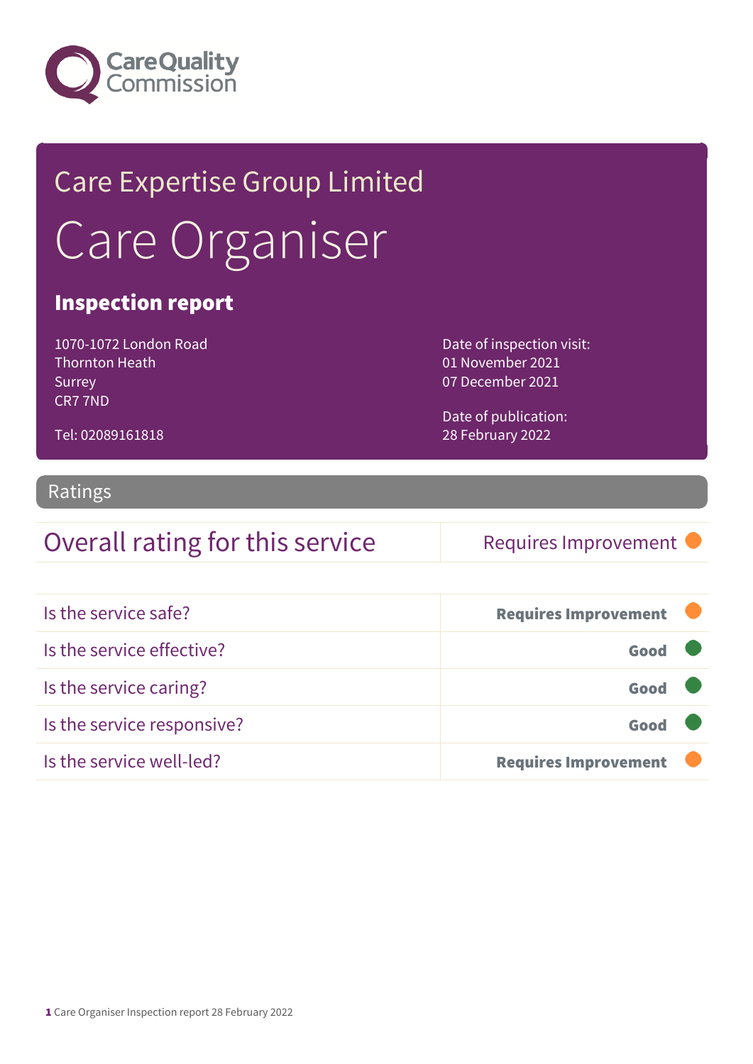Care Quality Commission

# Care Expertise Group Limited

# Care Organiser

## Inspection report

1070-1072 London Road
Thornton Heath
Surrey
CR7 7ND

Tel: 02089161818

Date of inspection visit:
01 November 2021
07 December 2021

Date of publication:
28 February 2022

## Ratings

| Overall rating for this service | Requires Improvement |
| --- | --- |

| | |
| --- | --- |
| Is the service safe? | **Requires Improvement** |
| Is the service effective? | **Good** |
| Is the service caring? | **Good** |
| Is the service responsive? | **Good** |
| Is the service well-led? | **Requires Improvement** |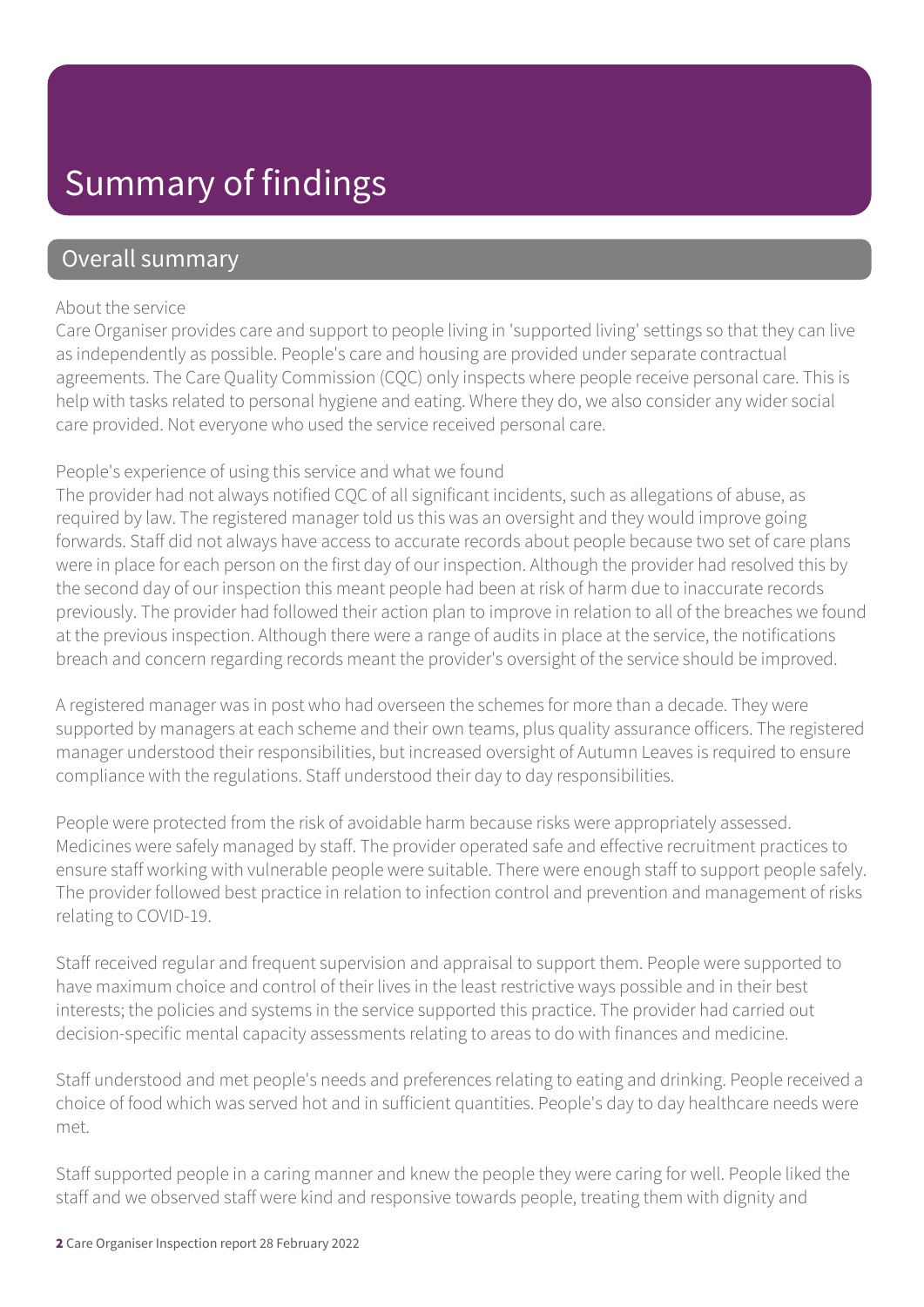# Summary of findings

## Overall summary

About the service

Care Organiser provides care and support to people living in 'supported living' settings so that they can live as independently as possible. People's care and housing are provided under separate contractual agreements. The Care Quality Commission (CQC) only inspects where people receive personal care. This is help with tasks related to personal hygiene and eating. Where they do, we also consider any wider social care provided. Not everyone who used the service received personal care.

People's experience of using this service and what we found

The provider had not always notified CQC of all significant incidents, such as allegations of abuse, as required by law. The registered manager told us this was an oversight and they would improve going forwards. Staff did not always have access to accurate records about people because two set of care plans were in place for each person on the first day of our inspection. Although the provider had resolved this by the second day of our inspection this meant people had been at risk of harm due to inaccurate records previously. The provider had followed their action plan to improve in relation to all of the breaches we found at the previous inspection. Although there were a range of audits in place at the service, the notifications breach and concern regarding records meant the provider's oversight of the service should be improved.

A registered manager was in post who had overseen the schemes for more than a decade. They were supported by managers at each scheme and their own teams, plus quality assurance officers. The registered manager understood their responsibilities, but increased oversight of Autumn Leaves is required to ensure compliance with the regulations. Staff understood their day to day responsibilities.

People were protected from the risk of avoidable harm because risks were appropriately assessed. Medicines were safely managed by staff. The provider operated safe and effective recruitment practices to ensure staff working with vulnerable people were suitable. There were enough staff to support people safely. The provider followed best practice in relation to infection control and prevention and management of risks relating to COVID-19.

Staff received regular and frequent supervision and appraisal to support them. People were supported to have maximum choice and control of their lives in the least restrictive ways possible and in their best interests; the policies and systems in the service supported this practice. The provider had carried out decision-specific mental capacity assessments relating to areas to do with finances and medicine.

Staff understood and met people's needs and preferences relating to eating and drinking. People received a choice of food which was served hot and in sufficient quantities. People's day to day healthcare needs were met.

Staff supported people in a caring manner and knew the people they were caring for well. People liked the staff and we observed staff were kind and responsive towards people, treating them with dignity and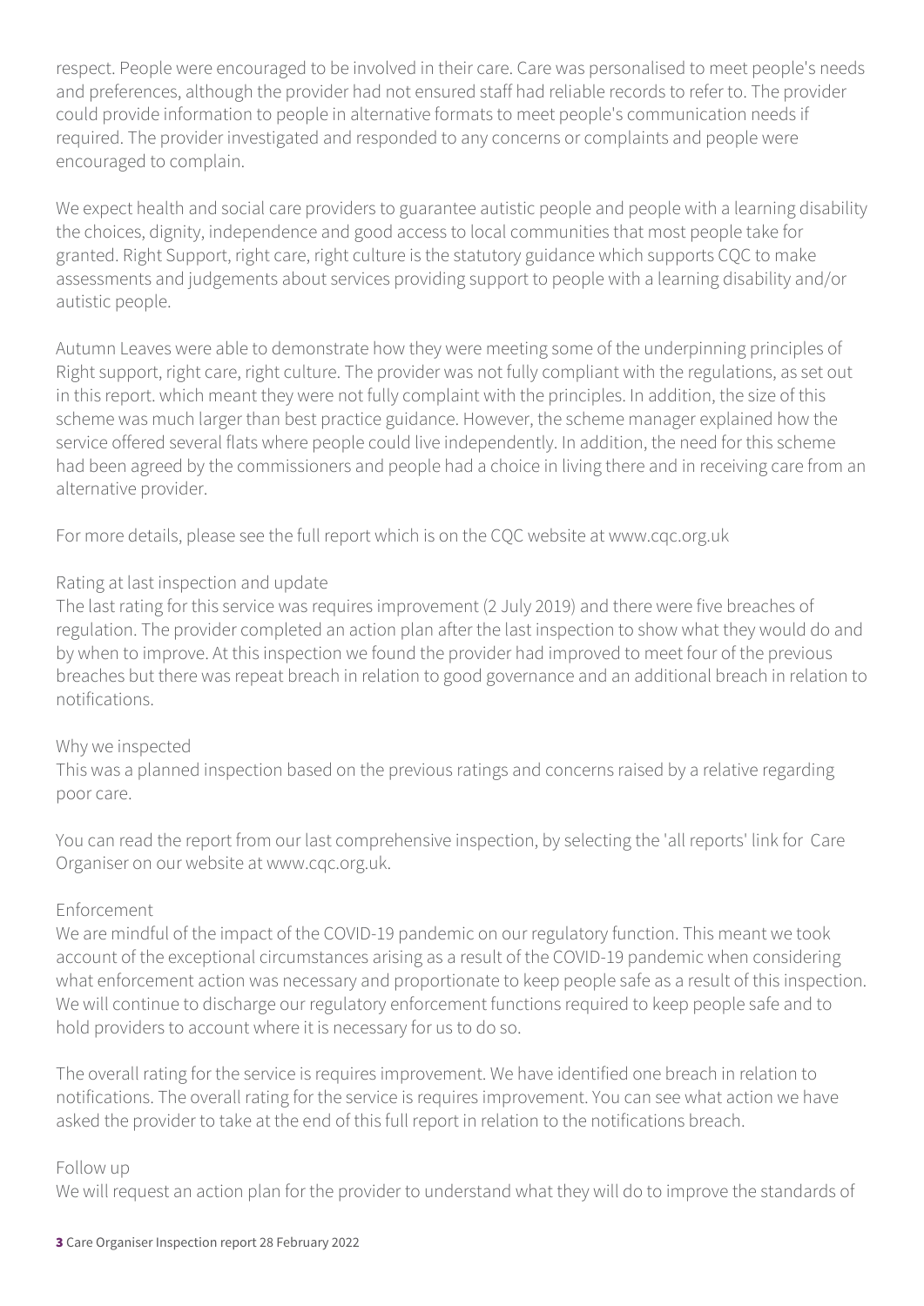respect. People were encouraged to be involved in their care. Care was personalised to meet people's needs and preferences, although the provider had not ensured staff had reliable records to refer to. The provider could provide information to people in alternative formats to meet people's communication needs if required. The provider investigated and responded to any concerns or complaints and people were encouraged to complain.

We expect health and social care providers to guarantee autistic people and people with a learning disability the choices, dignity, independence and good access to local communities that most people take for granted. Right Support, right care, right culture is the statutory guidance which supports CQC to make assessments and judgements about services providing support to people with a learning disability and/or autistic people.

Autumn Leaves were able to demonstrate how they were meeting some of the underpinning principles of Right support, right care, right culture. The provider was not fully compliant with the regulations, as set out in this report. which meant they were not fully complaint with the principles. In addition, the size of this scheme was much larger than best practice guidance. However, the scheme manager explained how the service offered several flats where people could live independently. In addition, the need for this scheme had been agreed by the commissioners and people had a choice in living there and in receiving care from an alternative provider.

For more details, please see the full report which is on the CQC website at www.cqc.org.uk

Rating at last inspection and update
The last rating for this service was requires improvement (2 July 2019) and there were five breaches of regulation. The provider completed an action plan after the last inspection to show what they would do and by when to improve. At this inspection we found the provider had improved to meet four of the previous breaches but there was repeat breach in relation to good governance and an additional breach in relation to notifications.

Why we inspected
This was a planned inspection based on the previous ratings and concerns raised by a relative regarding poor care.

You can read the report from our last comprehensive inspection, by selecting the 'all reports' link for Care Organiser on our website at www.cqc.org.uk.

Enforcement
We are mindful of the impact of the COVID-19 pandemic on our regulatory function. This meant we took account of the exceptional circumstances arising as a result of the COVID-19 pandemic when considering what enforcement action was necessary and proportionate to keep people safe as a result of this inspection. We will continue to discharge our regulatory enforcement functions required to keep people safe and to hold providers to account where it is necessary for us to do so.

The overall rating for the service is requires improvement. We have identified one breach in relation to notifications. The overall rating for the service is requires improvement. You can see what action we have asked the provider to take at the end of this full report in relation to the notifications breach.

Follow up
We will request an action plan for the provider to understand what they will do to improve the standards of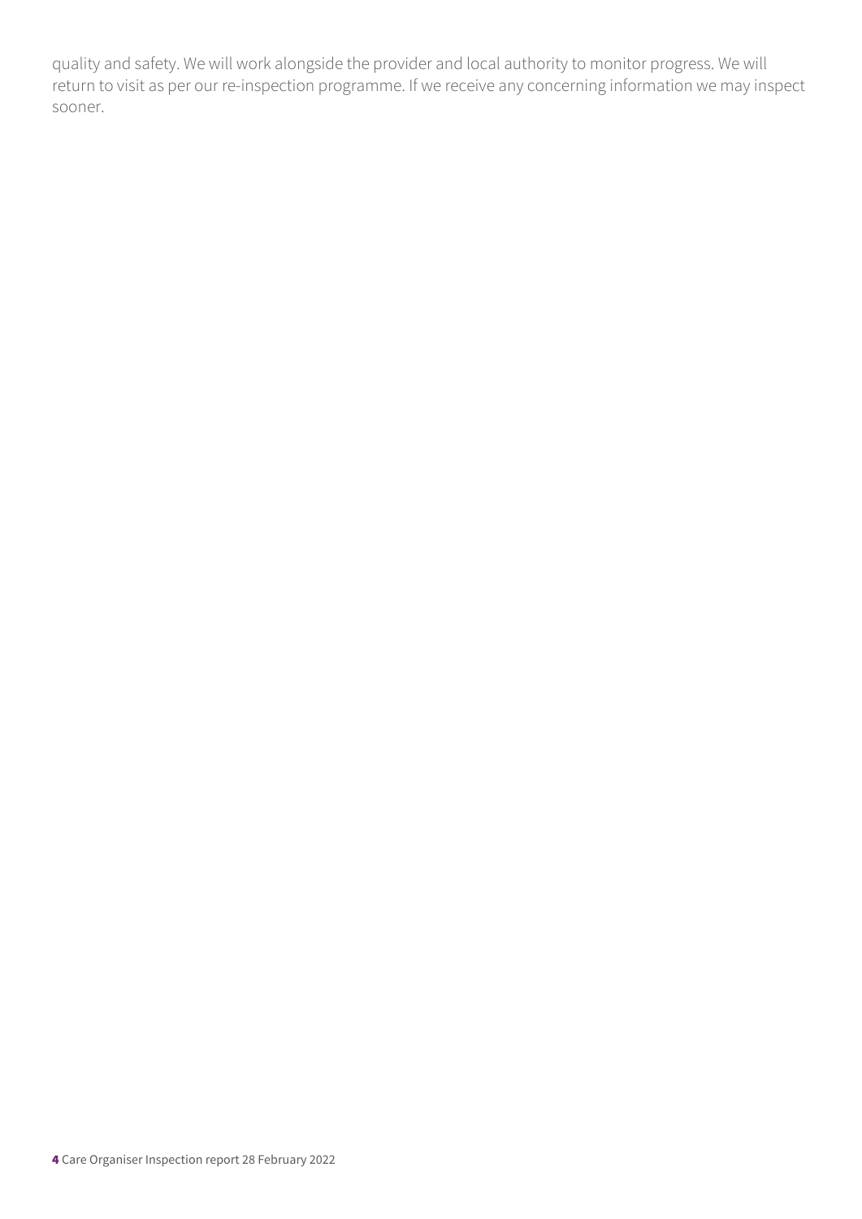quality and safety. We will work alongside the provider and local authority to monitor progress. We will return to visit as per our re-inspection programme. If we receive any concerning information we may inspect sooner.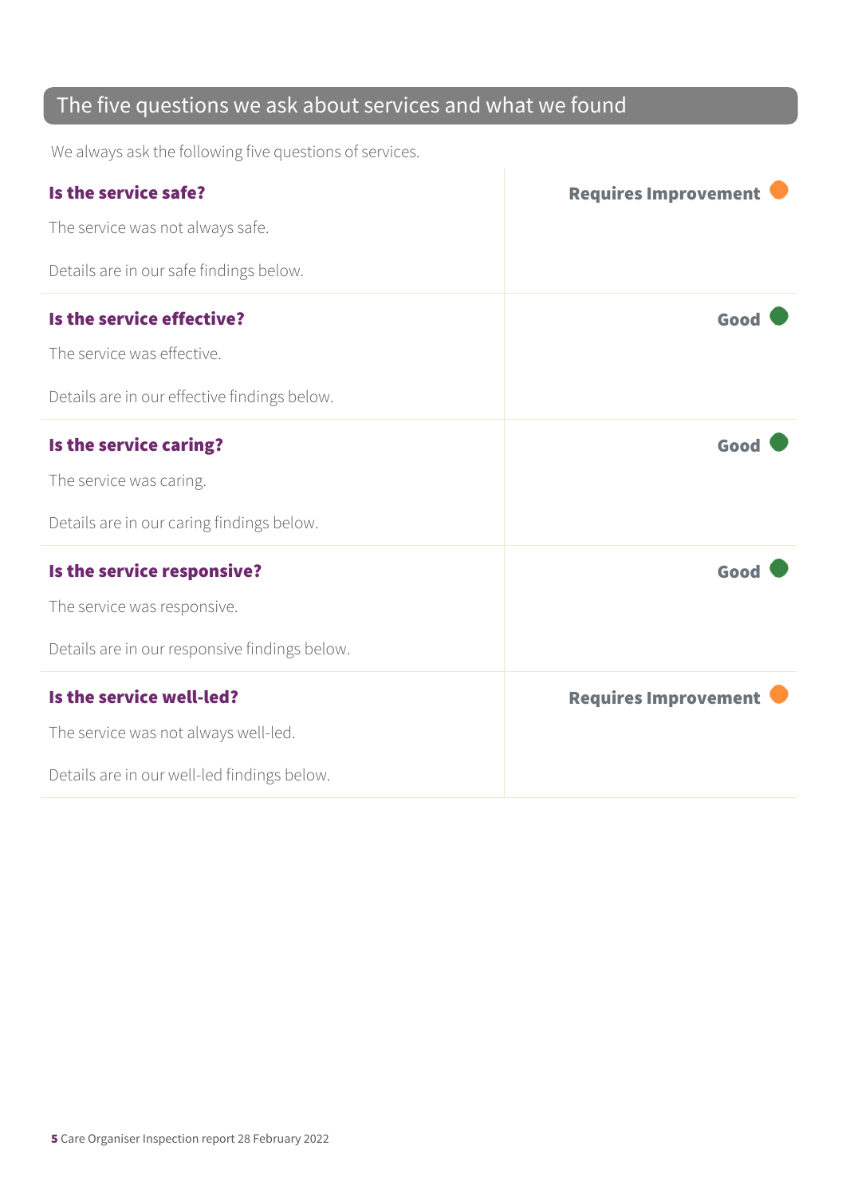## The five questions we ask about services and what we found

We always ask the following five questions of services.

| | |
|---|---|
| **Is the service safe?**<br><br>The service was not always safe.<br><br>Details are in our safe findings below. | **Requires Improvement** |
| **Is the service effective?**<br><br>The service was effective.<br><br>Details are in our effective findings below. | **Good** |
| **Is the service caring?**<br><br>The service was caring.<br><br>Details are in our caring findings below. | **Good** |
| **Is the service responsive?**<br><br>The service was responsive.<br><br>Details are in our responsive findings below. | **Good** |
| **Is the service well-led?**<br><br>The service was not always well-led.<br><br>Details are in our well-led findings below. | **Requires Improvement** |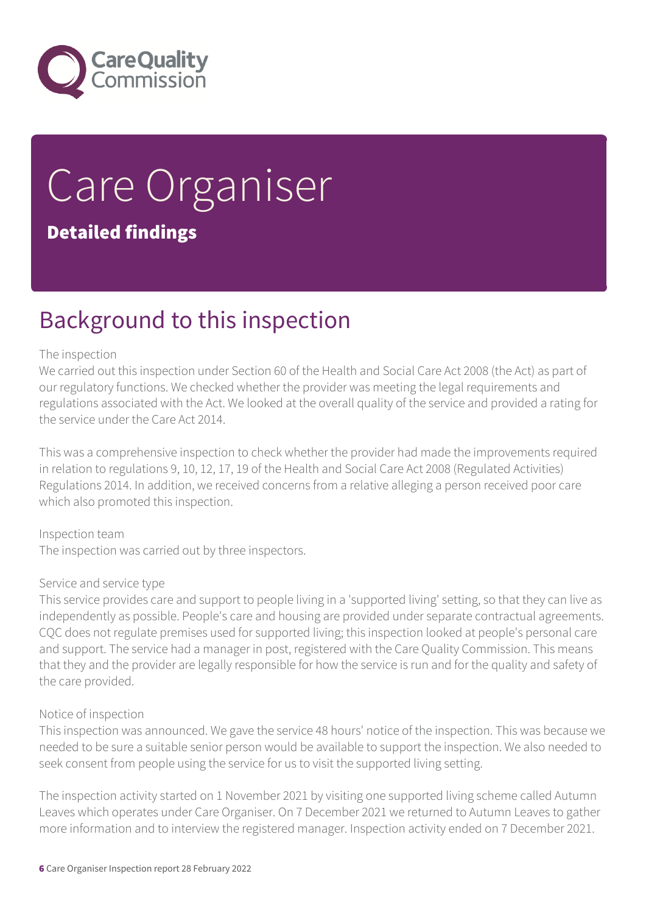# Care Organiser

**Detailed findings**

## Background to this inspection

The inspection

We carried out this inspection under Section 60 of the Health and Social Care Act 2008 (the Act) as part of our regulatory functions. We checked whether the provider was meeting the legal requirements and regulations associated with the Act. We looked at the overall quality of the service and provided a rating for the service under the Care Act 2014.

This was a comprehensive inspection to check whether the provider had made the improvements required in relation to regulations 9, 10, 12, 17, 19 of the Health and Social Care Act 2008 (Regulated Activities) Regulations 2014. In addition, we received concerns from a relative alleging a person received poor care which also promoted this inspection.

Inspection team

The inspection was carried out by three inspectors.

Service and service type

This service provides care and support to people living in a 'supported living' setting, so that they can live as independently as possible. People's care and housing are provided under separate contractual agreements. CQC does not regulate premises used for supported living; this inspection looked at people's personal care and support. The service had a manager in post, registered with the Care Quality Commission. This means that they and the provider are legally responsible for how the service is run and for the quality and safety of the care provided.

Notice of inspection

This inspection was announced. We gave the service 48 hours' notice of the inspection. This was because we needed to be sure a suitable senior person would be available to support the inspection. We also needed to seek consent from people using the service for us to visit the supported living setting.

The inspection activity started on 1 November 2021 by visiting one supported living scheme called Autumn Leaves which operates under Care Organiser. On 7 December 2021 we returned to Autumn Leaves to gather more information and to interview the registered manager. Inspection activity ended on 7 December 2021.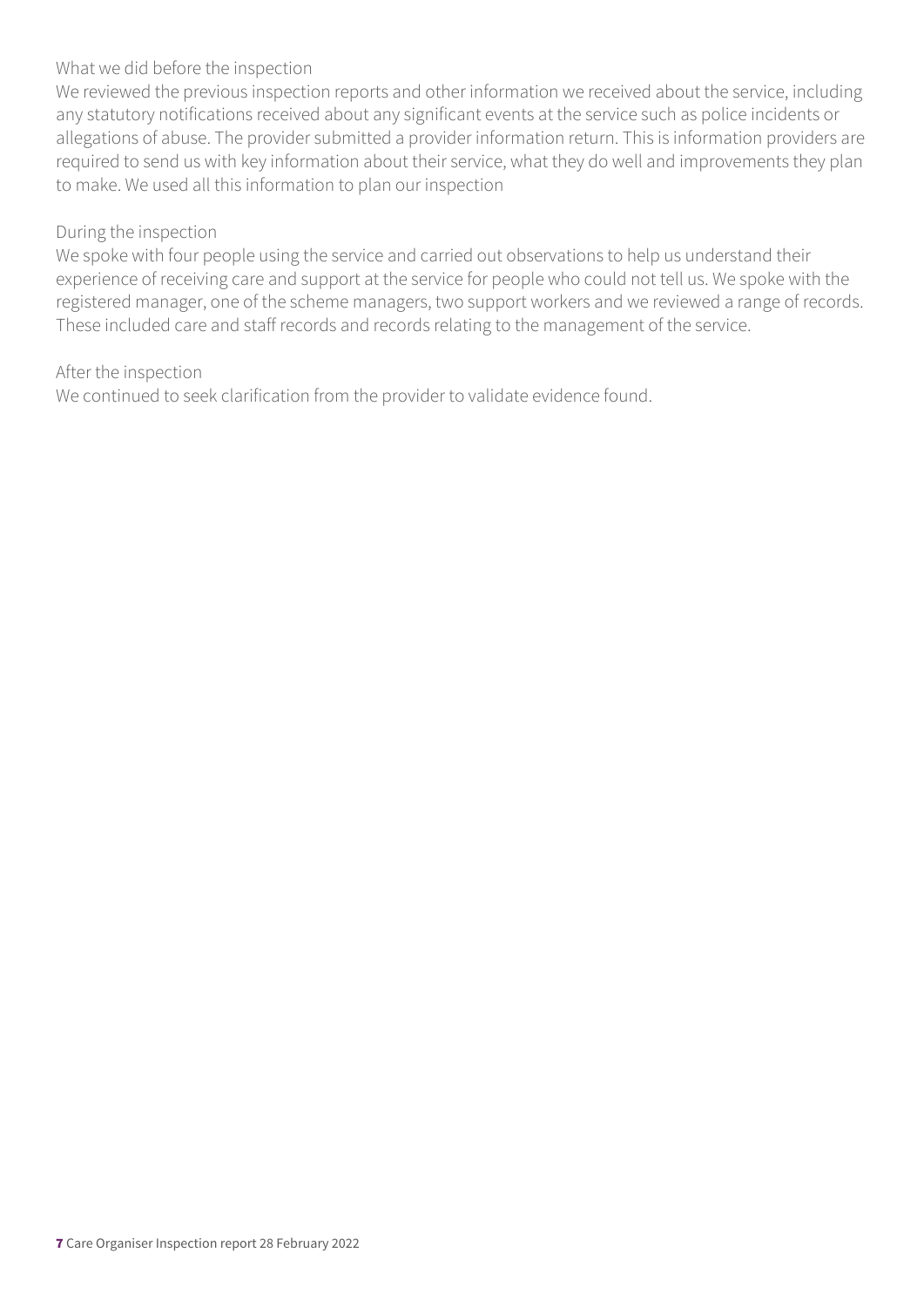What we did before the inspection

We reviewed the previous inspection reports and other information we received about the service, including any statutory notifications received about any significant events at the service such as police incidents or allegations of abuse. The provider submitted a provider information return. This is information providers are required to send us with key information about their service, what they do well and improvements they plan to make. We used all this information to plan our inspection

During the inspection

We spoke with four people using the service and carried out observations to help us understand their experience of receiving care and support at the service for people who could not tell us. We spoke with the registered manager, one of the scheme managers, two support workers and we reviewed a range of records. These included care and staff records and records relating to the management of the service.

After the inspection

We continued to seek clarification from the provider to validate evidence found.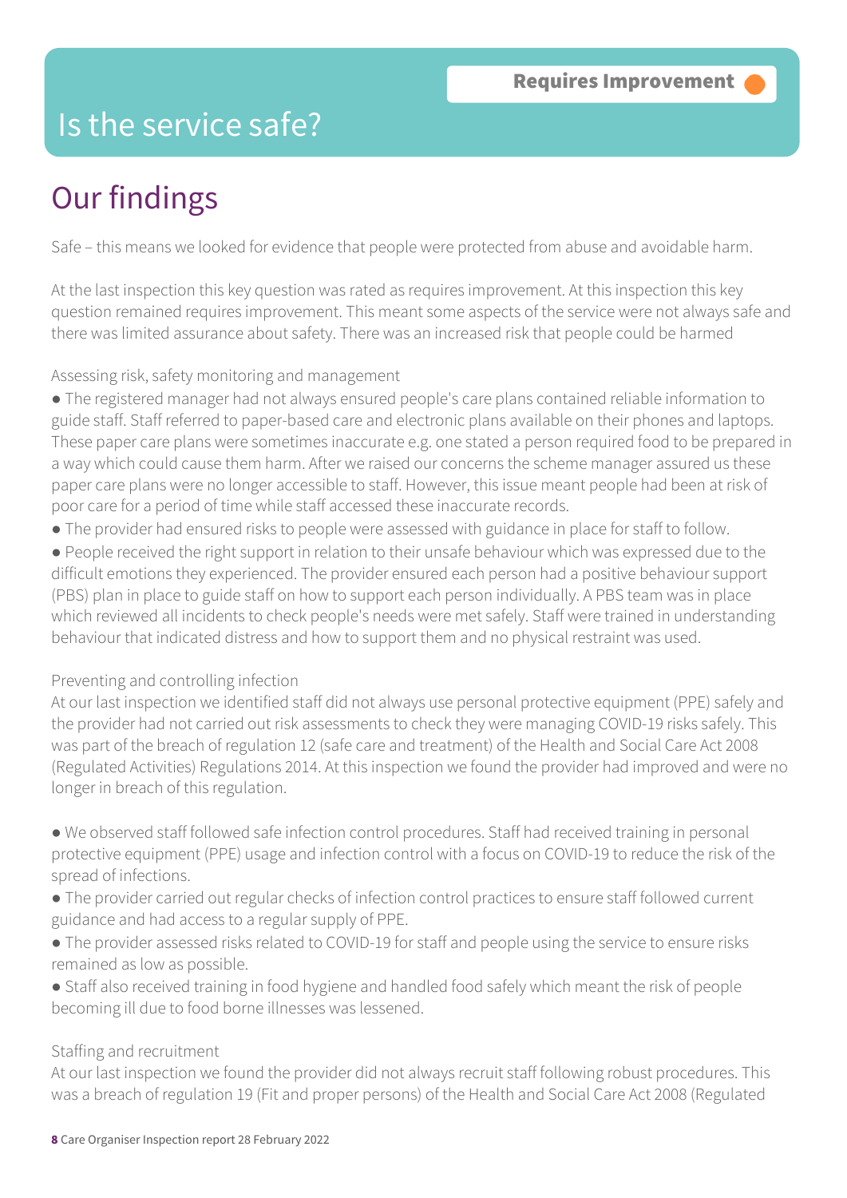Requires Improvement

# Is the service safe?

## Our findings

Safe – this means we looked for evidence that people were protected from abuse and avoidable harm.

At the last inspection this key question was rated as requires improvement. At this inspection this key question remained requires improvement. This meant some aspects of the service were not always safe and there was limited assurance about safety. There was an increased risk that people could be harmed

Assessing risk, safety monitoring and management

- The registered manager had not always ensured people's care plans contained reliable information to guide staff. Staff referred to paper-based care and electronic plans available on their phones and laptops. These paper care plans were sometimes inaccurate e.g. one stated a person required food to be prepared in a way which could cause them harm. After we raised our concerns the scheme manager assured us these paper care plans were no longer accessible to staff. However, this issue meant people had been at risk of poor care for a period of time while staff accessed these inaccurate records.
- The provider had ensured risks to people were assessed with guidance in place for staff to follow.
- People received the right support in relation to their unsafe behaviour which was expressed due to the difficult emotions they experienced. The provider ensured each person had a positive behaviour support (PBS) plan in place to guide staff on how to support each person individually. A PBS team was in place which reviewed all incidents to check people's needs were met safely. Staff were trained in understanding behaviour that indicated distress and how to support them and no physical restraint was used.

Preventing and controlling infection

At our last inspection we identified staff did not always use personal protective equipment (PPE) safely and the provider had not carried out risk assessments to check they were managing COVID-19 risks safely. This was part of the breach of regulation 12 (safe care and treatment) of the Health and Social Care Act 2008 (Regulated Activities) Regulations 2014. At this inspection we found the provider had improved and were no longer in breach of this regulation.

- We observed staff followed safe infection control procedures. Staff had received training in personal protective equipment (PPE) usage and infection control with a focus on COVID-19 to reduce the risk of the spread of infections.
- The provider carried out regular checks of infection control practices to ensure staff followed current guidance and had access to a regular supply of PPE.
- The provider assessed risks related to COVID-19 for staff and people using the service to ensure risks remained as low as possible.
- Staff also received training in food hygiene and handled food safely which meant the risk of people becoming ill due to food borne illnesses was lessened.

Staffing and recruitment

At our last inspection we found the provider did not always recruit staff following robust procedures. This was a breach of regulation 19 (Fit and proper persons) of the Health and Social Care Act 2008 (Regulated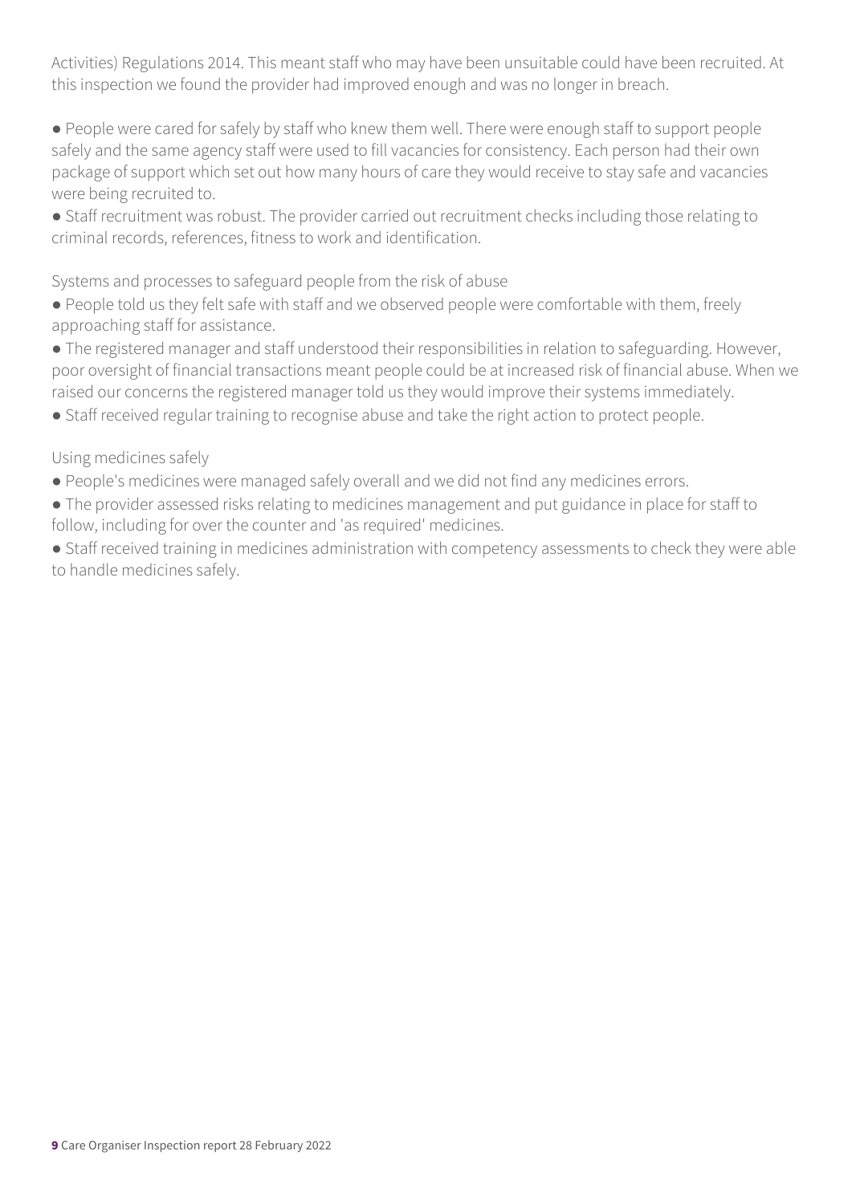Activities) Regulations 2014. This meant staff who may have been unsuitable could have been recruited. At this inspection we found the provider had improved enough and was no longer in breach.

- People were cared for safely by staff who knew them well. There were enough staff to support people safely and the same agency staff were used to fill vacancies for consistency. Each person had their own package of support which set out how many hours of care they would receive to stay safe and vacancies were being recruited to.
- Staff recruitment was robust. The provider carried out recruitment checks including those relating to criminal records, references, fitness to work and identification.

Systems and processes to safeguard people from the risk of abuse

- People told us they felt safe with staff and we observed people were comfortable with them, freely approaching staff for assistance.
- The registered manager and staff understood their responsibilities in relation to safeguarding. However, poor oversight of financial transactions meant people could be at increased risk of financial abuse. When we raised our concerns the registered manager told us they would improve their systems immediately.
- Staff received regular training to recognise abuse and take the right action to protect people.

Using medicines safely

- People's medicines were managed safely overall and we did not find any medicines errors.
- The provider assessed risks relating to medicines management and put guidance in place for staff to follow, including for over the counter and 'as required' medicines.
- Staff received training in medicines administration with competency assessments to check they were able to handle medicines safely.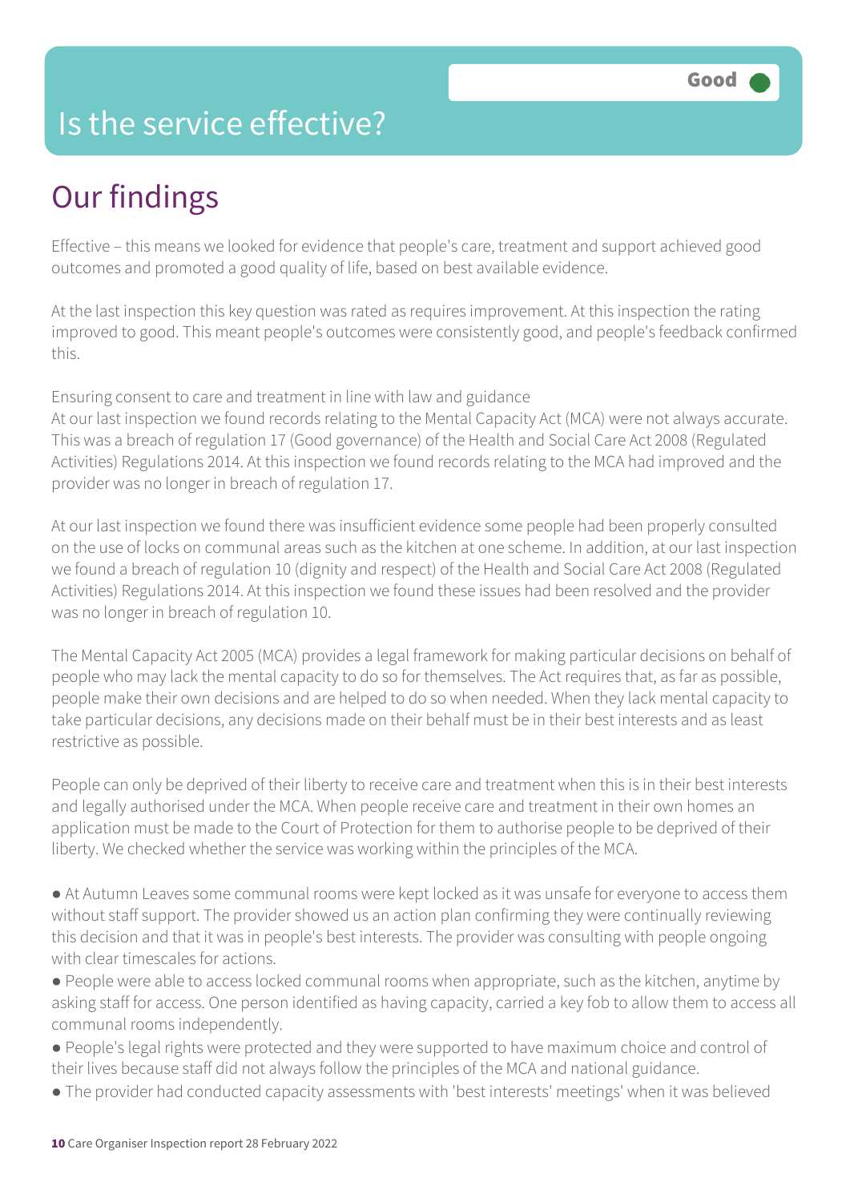# Is the service effective?

Good

## Our findings

Effective – this means we looked for evidence that people's care, treatment and support achieved good outcomes and promoted a good quality of life, based on best available evidence.

At the last inspection this key question was rated as requires improvement. At this inspection the rating improved to good. This meant people's outcomes were consistently good, and people's feedback confirmed this.

Ensuring consent to care and treatment in line with law and guidance
At our last inspection we found records relating to the Mental Capacity Act (MCA) were not always accurate. This was a breach of regulation 17 (Good governance) of the Health and Social Care Act 2008 (Regulated Activities) Regulations 2014. At this inspection we found records relating to the MCA had improved and the provider was no longer in breach of regulation 17.

At our last inspection we found there was insufficient evidence some people had been properly consulted on the use of locks on communal areas such as the kitchen at one scheme. In addition, at our last inspection we found a breach of regulation 10 (dignity and respect) of the Health and Social Care Act 2008 (Regulated Activities) Regulations 2014. At this inspection we found these issues had been resolved and the provider was no longer in breach of regulation 10.

The Mental Capacity Act 2005 (MCA) provides a legal framework for making particular decisions on behalf of people who may lack the mental capacity to do so for themselves. The Act requires that, as far as possible, people make their own decisions and are helped to do so when needed. When they lack mental capacity to take particular decisions, any decisions made on their behalf must be in their best interests and as least restrictive as possible.

People can only be deprived of their liberty to receive care and treatment when this is in their best interests and legally authorised under the MCA. When people receive care and treatment in their own homes an application must be made to the Court of Protection for them to authorise people to be deprived of their liberty. We checked whether the service was working within the principles of the MCA.

- At Autumn Leaves some communal rooms were kept locked as it was unsafe for everyone to access them without staff support. The provider showed us an action plan confirming they were continually reviewing this decision and that it was in people's best interests. The provider was consulting with people ongoing with clear timescales for actions.
- People were able to access locked communal rooms when appropriate, such as the kitchen, anytime by asking staff for access. One person identified as having capacity, carried a key fob to allow them to access all communal rooms independently.
- People's legal rights were protected and they were supported to have maximum choice and control of their lives because staff did not always follow the principles of the MCA and national guidance.
- The provider had conducted capacity assessments with 'best interests' meetings' when it was believed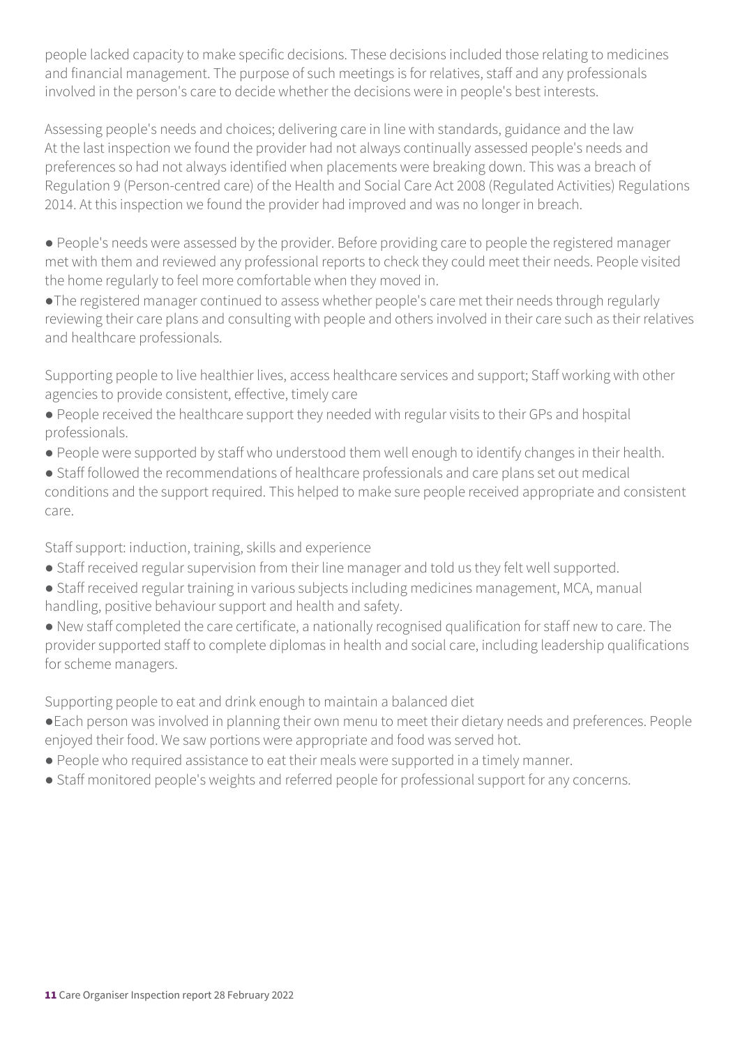people lacked capacity to make specific decisions. These decisions included those relating to medicines and financial management. The purpose of such meetings is for relatives, staff and any professionals involved in the person's care to decide whether the decisions were in people's best interests.

Assessing people's needs and choices; delivering care in line with standards, guidance and the law
At the last inspection we found the provider had not always continually assessed people's needs and preferences so had not always identified when placements were breaking down. This was a breach of Regulation 9 (Person-centred care) of the Health and Social Care Act 2008 (Regulated Activities) Regulations 2014. At this inspection we found the provider had improved and was no longer in breach.

- People's needs were assessed by the provider. Before providing care to people the registered manager met with them and reviewed any professional reports to check they could meet their needs. People visited the home regularly to feel more comfortable when they moved in.
- The registered manager continued to assess whether people's care met their needs through regularly reviewing their care plans and consulting with people and others involved in their care such as their relatives and healthcare professionals.

Supporting people to live healthier lives, access healthcare services and support; Staff working with other agencies to provide consistent, effective, timely care
- People received the healthcare support they needed with regular visits to their GPs and hospital professionals.
- People were supported by staff who understood them well enough to identify changes in their health.
- Staff followed the recommendations of healthcare professionals and care plans set out medical conditions and the support required. This helped to make sure people received appropriate and consistent care.

Staff support: induction, training, skills and experience
- Staff received regular supervision from their line manager and told us they felt well supported.
- Staff received regular training in various subjects including medicines management, MCA, manual handling, positive behaviour support and health and safety.
- New staff completed the care certificate, a nationally recognised qualification for staff new to care. The provider supported staff to complete diplomas in health and social care, including leadership qualifications for scheme managers.

Supporting people to eat and drink enough to maintain a balanced diet
- Each person was involved in planning their own menu to meet their dietary needs and preferences. People enjoyed their food. We saw portions were appropriate and food was served hot.
- People who required assistance to eat their meals were supported in a timely manner.
- Staff monitored people's weights and referred people for professional support for any concerns.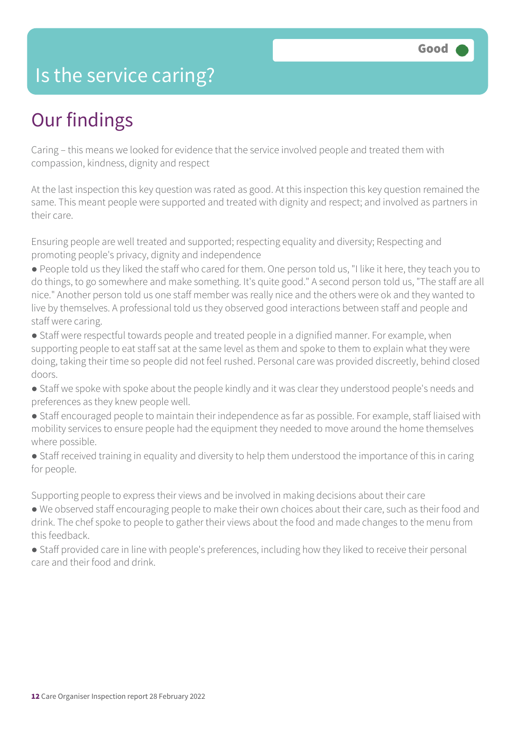# Is the service caring?

Good

## Our findings

Caring – this means we looked for evidence that the service involved people and treated them with compassion, kindness, dignity and respect

At the last inspection this key question was rated as good. At this inspection this key question remained the same. This meant people were supported and treated with dignity and respect; and involved as partners in their care.

Ensuring people are well treated and supported; respecting equality and diversity; Respecting and promoting people's privacy, dignity and independence

- People told us they liked the staff who cared for them. One person told us, "I like it here, they teach you to do things, to go somewhere and make something. It's quite good." A second person told us, "The staff are all nice." Another person told us one staff member was really nice and the others were ok and they wanted to live by themselves. A professional told us they observed good interactions between staff and people and staff were caring.
- Staff were respectful towards people and treated people in a dignified manner. For example, when supporting people to eat staff sat at the same level as them and spoke to them to explain what they were doing, taking their time so people did not feel rushed. Personal care was provided discreetly, behind closed doors.
- Staff we spoke with spoke about the people kindly and it was clear they understood people's needs and preferences as they knew people well.
- Staff encouraged people to maintain their independence as far as possible. For example, staff liaised with mobility services to ensure people had the equipment they needed to move around the home themselves where possible.
- Staff received training in equality and diversity to help them understood the importance of this in caring for people.

Supporting people to express their views and be involved in making decisions about their care

- We observed staff encouraging people to make their own choices about their care, such as their food and drink. The chef spoke to people to gather their views about the food and made changes to the menu from this feedback.
- Staff provided care in line with people's preferences, including how they liked to receive their personal care and their food and drink.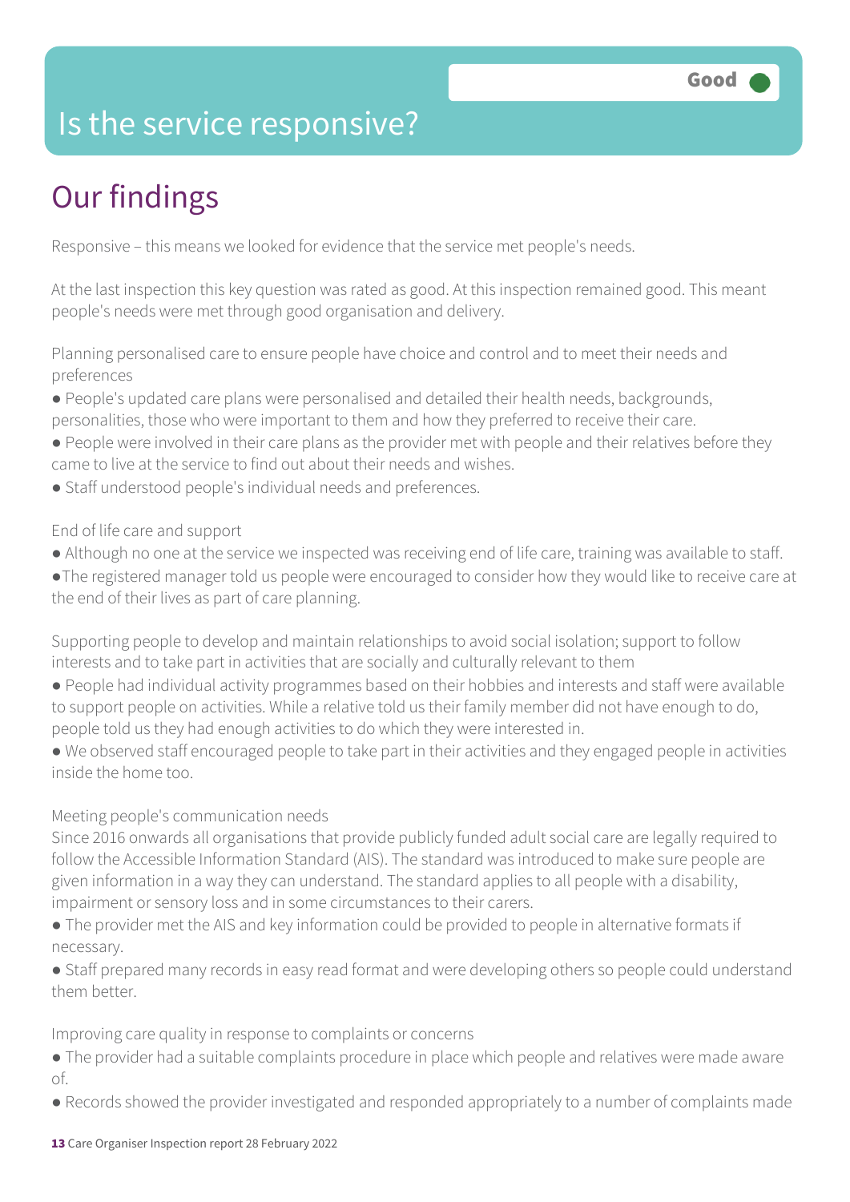# Is the service responsive?

Good

## Our findings

Responsive – this means we looked for evidence that the service met people's needs.

At the last inspection this key question was rated as good. At this inspection remained good. This meant people's needs were met through good organisation and delivery.

Planning personalised care to ensure people have choice and control and to meet their needs and preferences

- People's updated care plans were personalised and detailed their health needs, backgrounds, personalities, those who were important to them and how they preferred to receive their care.
- People were involved in their care plans as the provider met with people and their relatives before they came to live at the service to find out about their needs and wishes.
- Staff understood people's individual needs and preferences.

End of life care and support

- Although no one at the service we inspected was receiving end of life care, training was available to staff.
- The registered manager told us people were encouraged to consider how they would like to receive care at the end of their lives as part of care planning.

Supporting people to develop and maintain relationships to avoid social isolation; support to follow interests and to take part in activities that are socially and culturally relevant to them

- People had individual activity programmes based on their hobbies and interests and staff were available to support people on activities. While a relative told us their family member did not have enough to do, people told us they had enough activities to do which they were interested in.
- We observed staff encouraged people to take part in their activities and they engaged people in activities inside the home too.

Meeting people's communication needs

Since 2016 onwards all organisations that provide publicly funded adult social care are legally required to follow the Accessible Information Standard (AIS). The standard was introduced to make sure people are given information in a way they can understand. The standard applies to all people with a disability, impairment or sensory loss and in some circumstances to their carers.

- The provider met the AIS and key information could be provided to people in alternative formats if necessary.
- Staff prepared many records in easy read format and were developing others so people could understand them better.

Improving care quality in response to complaints or concerns

- The provider had a suitable complaints procedure in place which people and relatives were made aware of.
- Records showed the provider investigated and responded appropriately to a number of complaints made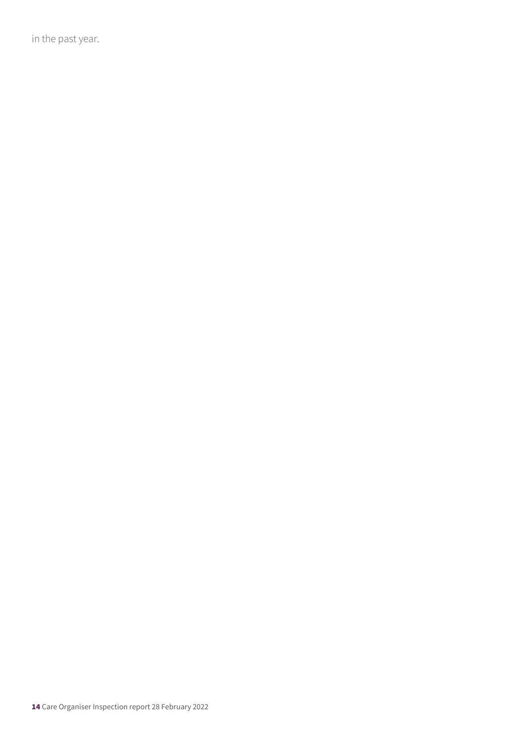in the past year.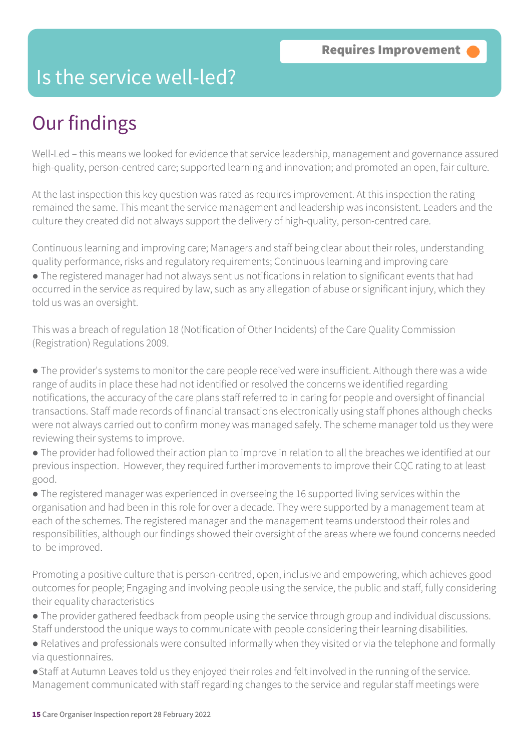Requires Improvement

# Is the service well-led?

## Our findings

Well-Led – this means we looked for evidence that service leadership, management and governance assured high-quality, person-centred care; supported learning and innovation; and promoted an open, fair culture.

At the last inspection this key question was rated as requires improvement. At this inspection the rating remained the same. This meant the service management and leadership was inconsistent. Leaders and the culture they created did not always support the delivery of high-quality, person-centred care.

Continuous learning and improving care; Managers and staff being clear about their roles, understanding quality performance, risks and regulatory requirements; Continuous learning and improving care

- The registered manager had not always sent us notifications in relation to significant events that had occurred in the service as required by law, such as any allegation of abuse or significant injury, which they told us was an oversight.

This was a breach of regulation 18 (Notification of Other Incidents) of the Care Quality Commission (Registration) Regulations 2009.

- The provider's systems to monitor the care people received were insufficient. Although there was a wide range of audits in place these had not identified or resolved the concerns we identified regarding notifications, the accuracy of the care plans staff referred to in caring for people and oversight of financial transactions. Staff made records of financial transactions electronically using staff phones although checks were not always carried out to confirm money was managed safely. The scheme manager told us they were reviewing their systems to improve.
- The provider had followed their action plan to improve in relation to all the breaches we identified at our previous inspection. However, they required further improvements to improve their CQC rating to at least good.
- The registered manager was experienced in overseeing the 16 supported living services within the organisation and had been in this role for over a decade. They were supported by a management team at each of the schemes. The registered manager and the management teams understood their roles and responsibilities, although our findings showed their oversight of the areas where we found concerns needed to be improved.

Promoting a positive culture that is person-centred, open, inclusive and empowering, which achieves good outcomes for people; Engaging and involving people using the service, the public and staff, fully considering their equality characteristics

- The provider gathered feedback from people using the service through group and individual discussions. Staff understood the unique ways to communicate with people considering their learning disabilities.
- Relatives and professionals were consulted informally when they visited or via the telephone and formally via questionnaires.
- Staff at Autumn Leaves told us they enjoyed their roles and felt involved in the running of the service. Management communicated with staff regarding changes to the service and regular staff meetings were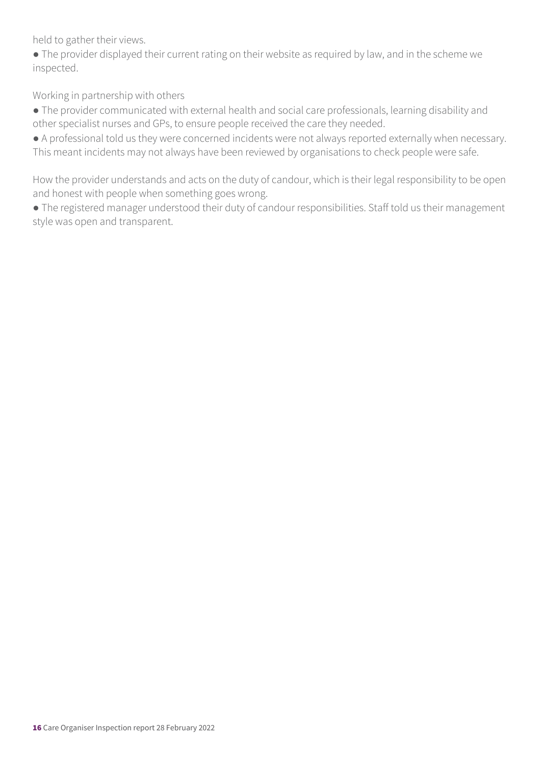held to gather their views.

- The provider displayed their current rating on their website as required by law, and in the scheme we inspected.

### Working in partnership with others

- The provider communicated with external health and social care professionals, learning disability and other specialist nurses and GPs, to ensure people received the care they needed.
- A professional told us they were concerned incidents were not always reported externally when necessary. This meant incidents may not always have been reviewed by organisations to check people were safe.

### How the provider understands and acts on the duty of candour, which is their legal responsibility to be open and honest with people when something goes wrong.

- The registered manager understood their duty of candour responsibilities. Staff told us their management style was open and transparent.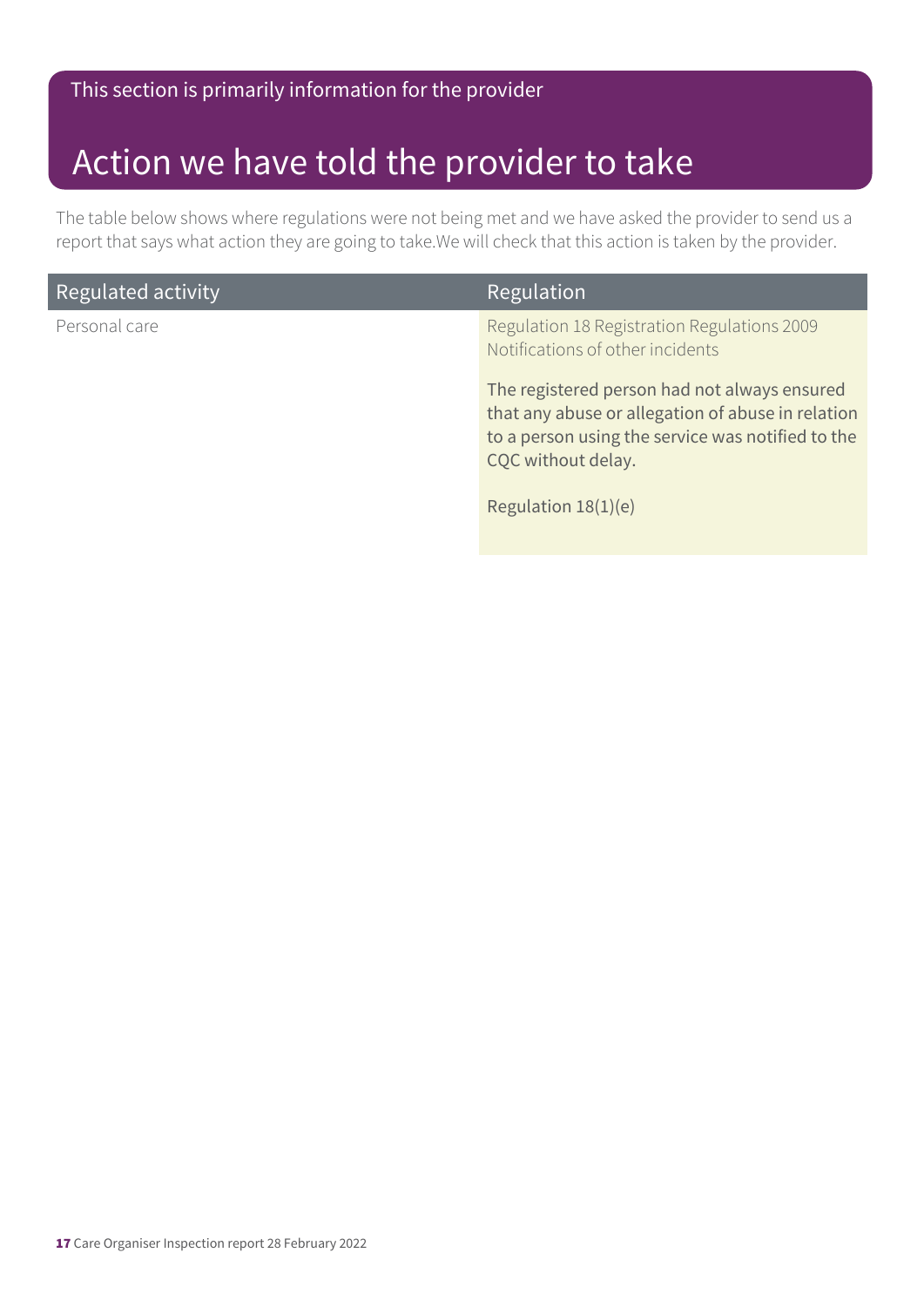This section is primarily information for the provider

# Action we have told the provider to take

The table below shows where regulations were not being met and we have asked the provider to send us a report that says what action they are going to take.We will check that this action is taken by the provider.

| Regulated activity | Regulation |
| --- | --- |
| Personal care | Regulation 18 Registration Regulations 2009 Notifications of other incidents<br><br>The registered person had not always ensured that any abuse or allegation of abuse in relation to a person using the service was notified to the CQC without delay.<br><br>Regulation 18(1)(e) |